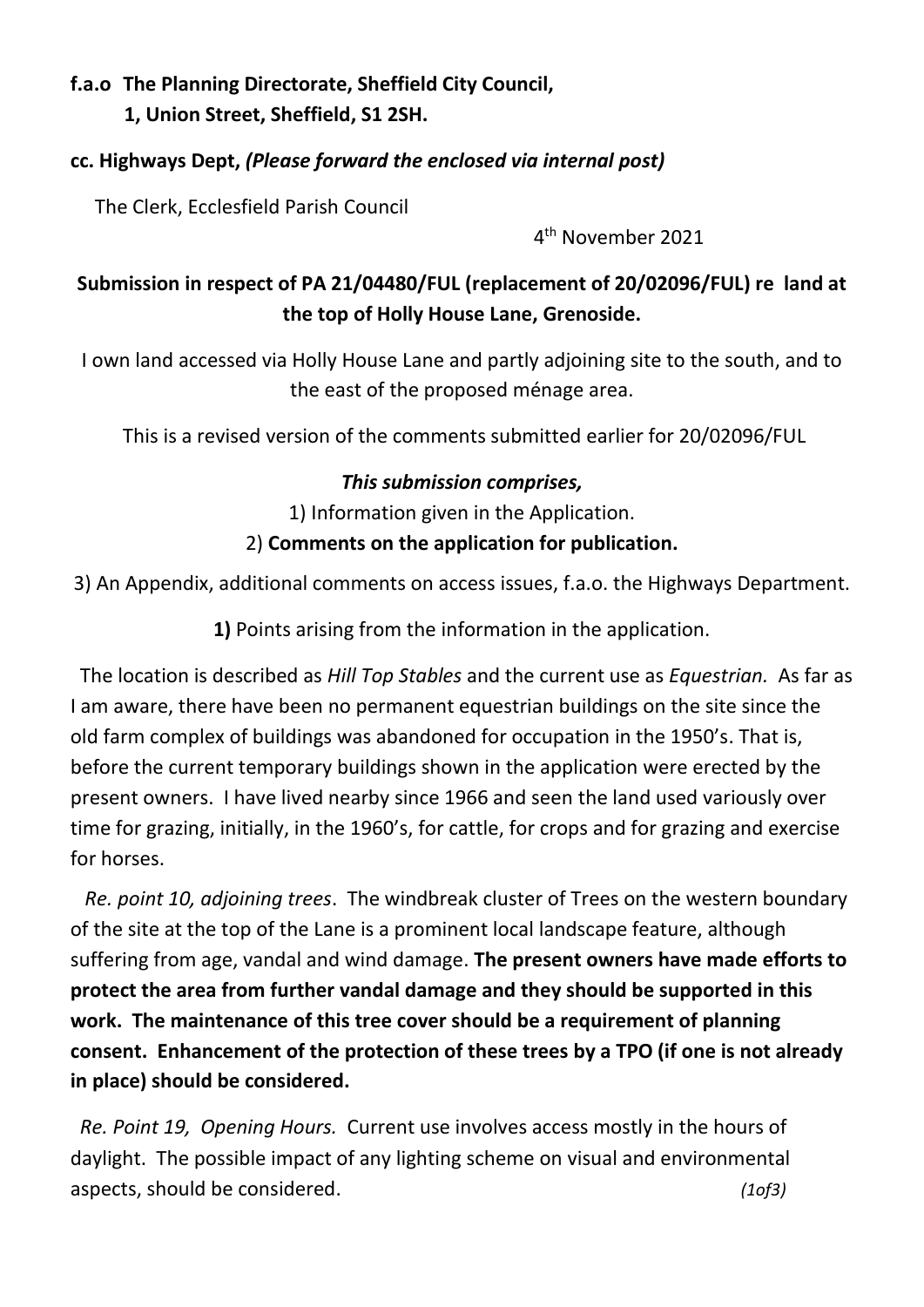**f.a.o The Planning Directorate, Sheffield City Council,**
**1, Union Street, Sheffield, S1 2SH.**

**cc. Highways Dept,** ***(Please forward the enclosed via internal post)***

The Clerk, Ecclesfield Parish Council

4th November 2021

## Submission in respect of PA 21/04480/FUL (replacement of 20/02096/FUL) re land at the top of Holly House Lane, Grenoside.

I own land accessed via Holly House Lane and partly adjoining site to the south, and to the east of the proposed ménage area.

This is a revised version of the comments submitted earlier for 20/02096/FUL

***This submission comprises,***

1) Information given in the Application.

2) **Comments on the application for publication.**

3) An Appendix, additional comments on access issues, f.a.o. the Highways Department.

**1)** Points arising from the information in the application.

The location is described as *Hill Top Stables* and the current use as *Equestrian.* As far as I am aware, there have been no permanent equestrian buildings on the site since the old farm complex of buildings was abandoned for occupation in the 1950's. That is, before the current temporary buildings shown in the application were erected by the present owners. I have lived nearby since 1966 and seen the land used variously over time for grazing, initially, in the 1960's, for cattle, for crops and for grazing and exercise for horses.

*Re. point 10, adjoining trees*. The windbreak cluster of Trees on the western boundary of the site at the top of the Lane is a prominent local landscape feature, although suffering from age, vandal and wind damage. **The present owners have made efforts to protect the area from further vandal damage and they should be supported in this work. The maintenance of this tree cover should be a requirement of planning consent. Enhancement of the protection of these trees by a TPO (if one is not already in place) should be considered.**

*Re. Point 19, Opening Hours.* Current use involves access mostly in the hours of daylight. The possible impact of any lighting scheme on visual and environmental aspects, should be considered.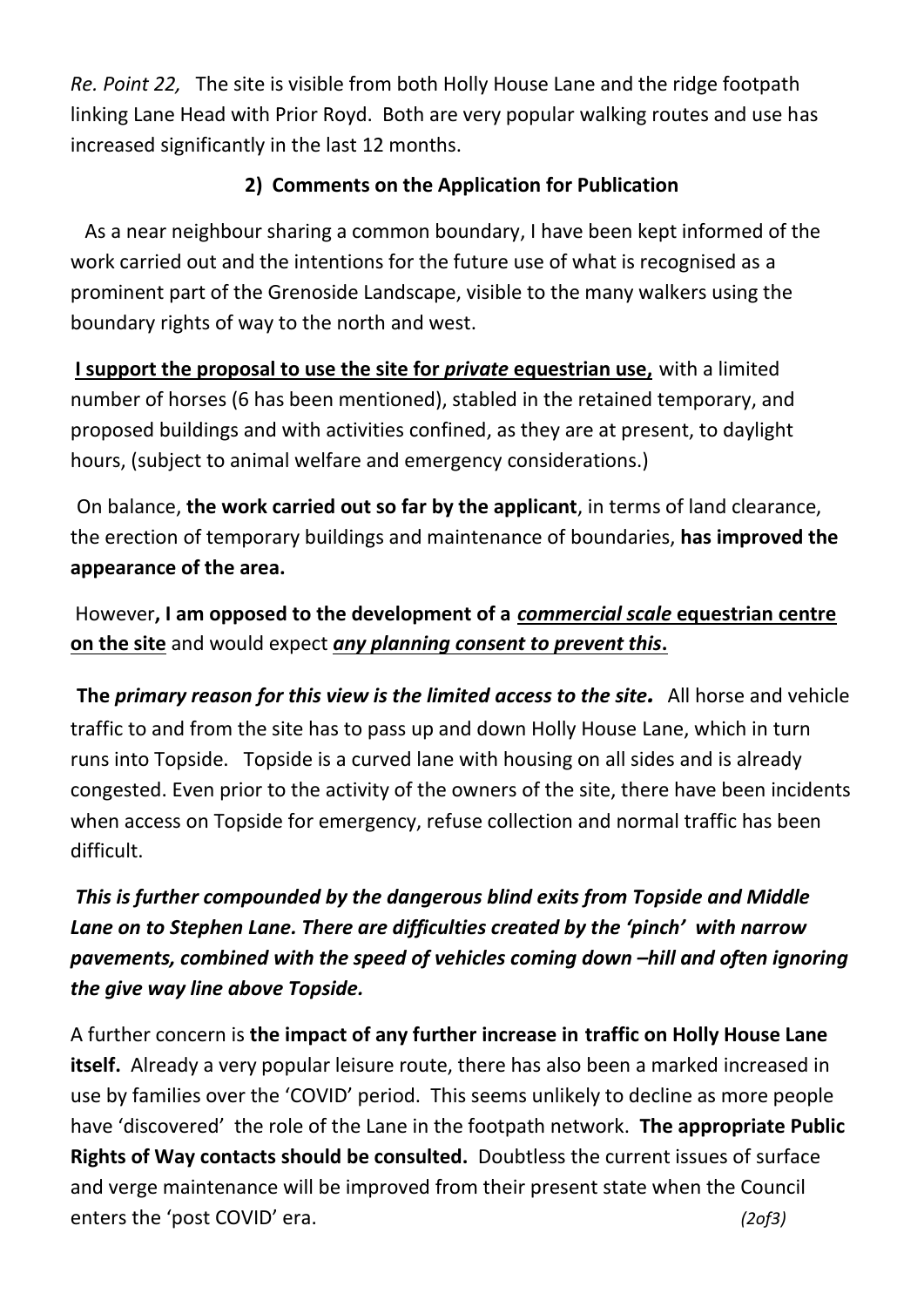*Re. Point 22,* The site is visible from both Holly House Lane and the ridge footpath linking Lane Head with Prior Royd. Both are very popular walking routes and use has increased significantly in the last 12 months.

## 2) Comments on the Application for Publication

As a near neighbour sharing a common boundary, I have been kept informed of the work carried out and the intentions for the future use of what is recognised as a prominent part of the Grenoside Landscape, visible to the many walkers using the boundary rights of way to the north and west.

**<u>I support the proposal to use the site for *private* equestrian use,</u>** with a limited number of horses (6 has been mentioned), stabled in the retained temporary, and proposed buildings and with activities confined, as they are at present, to daylight hours, (subject to animal welfare and emergency considerations.)

On balance, **the work carried out so far by the applicant**, in terms of land clearance, the erection of temporary buildings and maintenance of boundaries, **has improved the appearance of the area.**

However**, I am opposed to the development of a <u>*commercial scale* equestrian centre on the site</u>** and would expect ***<u>any planning consent to prevent this</u>*.**

**The *primary reason for this view is the limited access to the site.*** All horse and vehicle traffic to and from the site has to pass up and down Holly House Lane, which in turn runs into Topside. Topside is a curved lane with housing on all sides and is already congested. Even prior to the activity of the owners of the site, there have been incidents when access on Topside for emergency, refuse collection and normal traffic has been difficult.

***This is further compounded by the dangerous blind exits from Topside and Middle Lane on to Stephen Lane. There are difficulties created by the 'pinch' with narrow pavements, combined with the speed of vehicles coming down –hill and often ignoring the give way line above Topside.***

A further concern is **the impact of any further increase in traffic on Holly House Lane itself.** Already a very popular leisure route, there has also been a marked increased in use by families over the 'COVID' period. This seems unlikely to decline as more people have 'discovered' the role of the Lane in the footpath network. **The appropriate Public Rights of Way contacts should be consulted.** Doubtless the current issues of surface and verge maintenance will be improved from their present state when the Council enters the 'post COVID' era.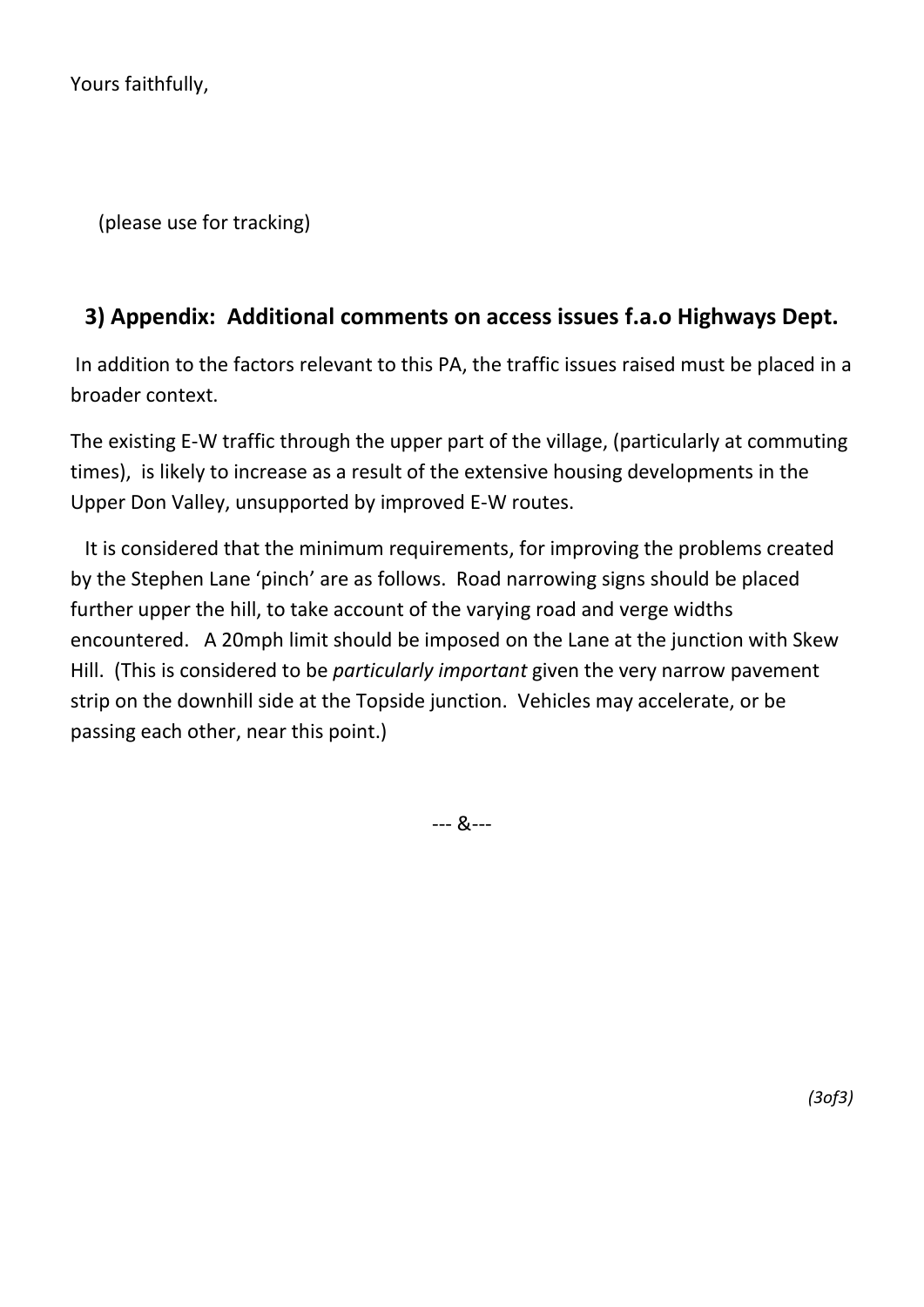Yours faithfully,

(please use for tracking)

## 3) Appendix: Additional comments on access issues f.a.o Highways Dept.

In addition to the factors relevant to this PA, the traffic issues raised must be placed in a broader context.

The existing E-W traffic through the upper part of the village, (particularly at commuting times), is likely to increase as a result of the extensive housing developments in the Upper Don Valley, unsupported by improved E-W routes.

It is considered that the minimum requirements, for improving the problems created by the Stephen Lane 'pinch' are as follows. Road narrowing signs should be placed further upper the hill, to take account of the varying road and verge widths encountered. A 20mph limit should be imposed on the Lane at the junction with Skew Hill. (This is considered to be *particularly important* given the very narrow pavement strip on the downhill side at the Topside junction. Vehicles may accelerate, or be passing each other, near this point.)

--- &---